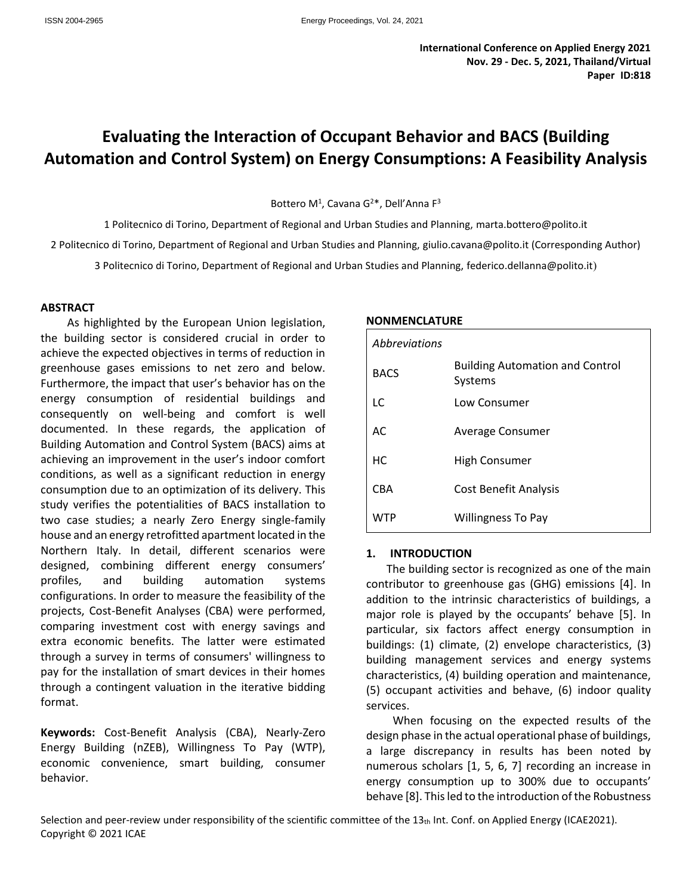International Conference on Applied Energy 2021
Nov. 29 - Dec. 5, 2021, Thailand/Virtual
Paper ID:818

# Evaluating the Interaction of Occupant Behavior and BACS (Building Automation and Control System) on Energy Consumptions: A Feasibility Analysis

Bottero M[1], Cavana G[2]*, Dell'Anna F[3]

1 Politecnico di Torino, Department of Regional and Urban Studies and Planning, marta.bottero@polito.it

2 Politecnico di Torino, Department of Regional and Urban Studies and Planning, giulio.cavana@polito.it (Corresponding Author)

3 Politecnico di Torino, Department of Regional and Urban Studies and Planning, federico.dellanna@polito.it)

## ABSTRACT

As highlighted by the European Union legislation, the building sector is considered crucial in order to achieve the expected objectives in terms of reduction in greenhouse gases emissions to net zero and below. Furthermore, the impact that user's behavior has on the energy consumption of residential buildings and consequently on well-being and comfort is well documented. In these regards, the application of Building Automation and Control System (BACS) aims at achieving an improvement in the user's indoor comfort conditions, as well as a significant reduction in energy consumption due to an optimization of its delivery. This study verifies the potentialities of BACS installation to two case studies; a nearly Zero Energy single-family house and an energy retrofitted apartment located in the Northern Italy. In detail, different scenarios were designed, combining different energy consumers' profiles, and building automation systems configurations. In order to measure the feasibility of the projects, Cost-Benefit Analyses (CBA) were performed, comparing investment cost with energy savings and extra economic benefits. The latter were estimated through a survey in terms of consumers' willingness to pay for the installation of smart devices in their homes through a contingent valuation in the iterative bidding format.

**Keywords:** Cost-Benefit Analysis (CBA), Nearly-Zero Energy Building (nZEB), Willingness To Pay (WTP), economic convenience, smart building, consumer behavior.

## NONMENCLATURE

| *Abbreviations* | |
|---|---|
| BACS | Building Automation and Control Systems |
| LC | Low Consumer |
| AC | Average Consumer |
| HC | High Consumer |
| CBA | Cost Benefit Analysis |
| WTP | Willingness To Pay |

## 1. INTRODUCTION

The building sector is recognized as one of the main contributor to greenhouse gas (GHG) emissions [4]. In addition to the intrinsic characteristics of buildings, a major role is played by the occupants' behave [5]. In particular, six factors affect energy consumption in buildings: (1) climate, (2) envelope characteristics, (3) building management services and energy systems characteristics, (4) building operation and maintenance, (5) occupant activities and behave, (6) indoor quality services.

When focusing on the expected results of the design phase in the actual operational phase of buildings, a large discrepancy in results has been noted by numerous scholars [1, 5, 6, 7] recording an increase in energy consumption up to 300% due to occupants' behave [8]. This led to the introduction of the Robustness

Selection and peer-review under responsibility of the scientific committee of the 13th Int. Conf. on Applied Energy (ICAE2021).
Copyright © 2021 ICAE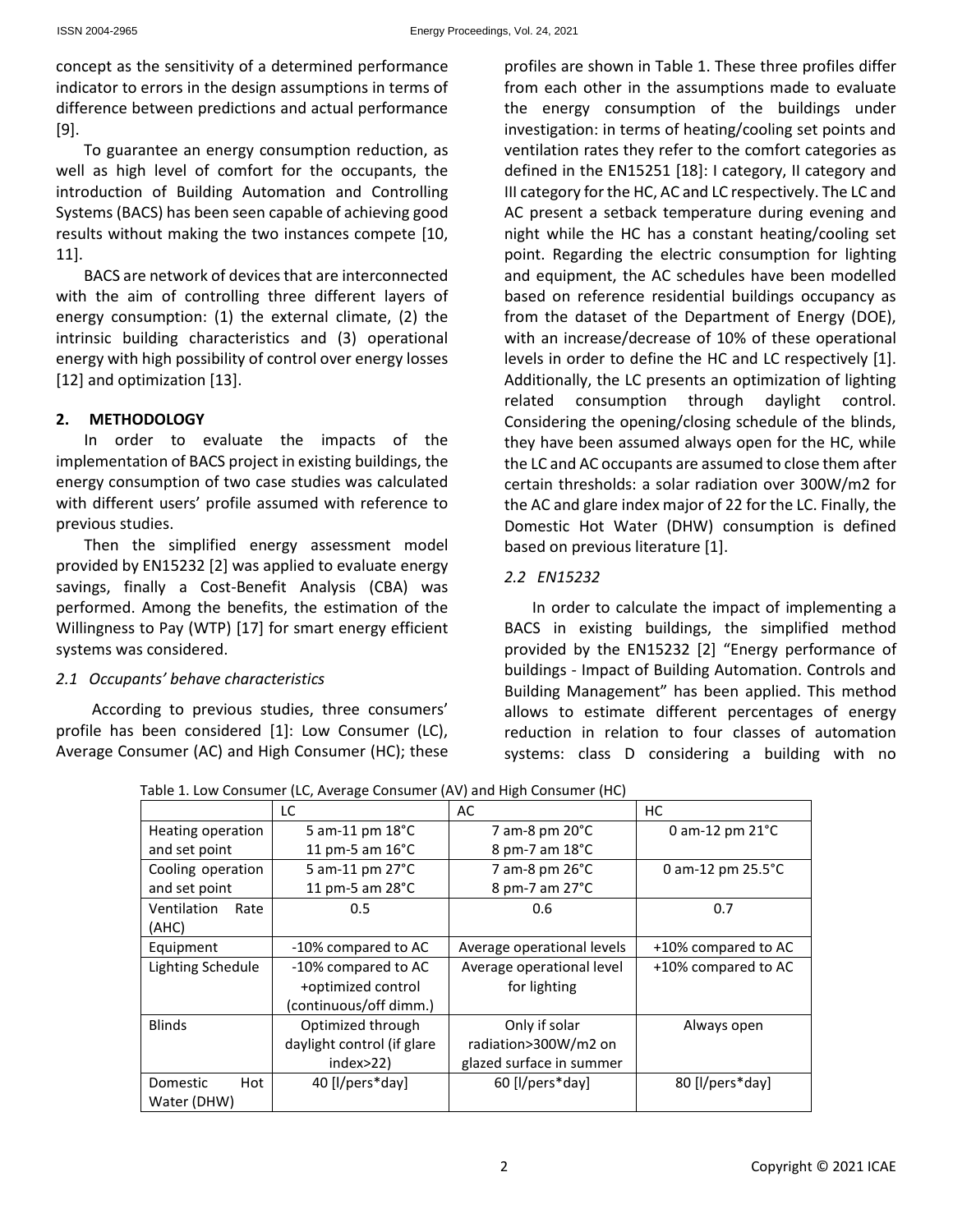concept as the sensitivity of a determined performance indicator to errors in the design assumptions in terms of difference between predictions and actual performance [9].

To guarantee an energy consumption reduction, as well as high level of comfort for the occupants, the introduction of Building Automation and Controlling Systems (BACS) has been seen capable of achieving good results without making the two instances compete [10, 11].

BACS are network of devices that are interconnected with the aim of controlling three different layers of energy consumption: (1) the external climate, (2) the intrinsic building characteristics and (3) operational energy with high possibility of control over energy losses [12] and optimization [13].

## 2. METHODOLOGY

In order to evaluate the impacts of the implementation of BACS project in existing buildings, the energy consumption of two case studies was calculated with different users' profile assumed with reference to previous studies.

Then the simplified energy assessment model provided by EN15232 [2] was applied to evaluate energy savings, finally a Cost-Benefit Analysis (CBA) was performed. Among the benefits, the estimation of the Willingness to Pay (WTP) [17] for smart energy efficient systems was considered.

### *2.1 Occupants' behave characteristics*

According to previous studies, three consumers' profile has been considered [1]: Low Consumer (LC), Average Consumer (AC) and High Consumer (HC); these profiles are shown in Table 1. These three profiles differ from each other in the assumptions made to evaluate the energy consumption of the buildings under investigation: in terms of heating/cooling set points and ventilation rates they refer to the comfort categories as defined in the EN15251 [18]: I category, II category and III category for the HC, AC and LC respectively. The LC and AC present a setback temperature during evening and night while the HC has a constant heating/cooling set point. Regarding the electric consumption for lighting and equipment, the AC schedules have been modelled based on reference residential buildings occupancy as from the dataset of the Department of Energy (DOE), with an increase/decrease of 10% of these operational levels in order to define the HC and LC respectively [1]. Additionally, the LC presents an optimization of lighting related consumption through daylight control. Considering the opening/closing schedule of the blinds, they have been assumed always open for the HC, while the LC and AC occupants are assumed to close them after certain thresholds: a solar radiation over 300W/m2 for the AC and glare index major of 22 for the LC. Finally, the Domestic Hot Water (DHW) consumption is defined based on previous literature [1].

### *2.2 EN15232*

In order to calculate the impact of implementing a BACS in existing buildings, the simplified method provided by the EN15232 [2] "Energy performance of buildings - Impact of Building Automation. Controls and Building Management" has been applied. This method allows to estimate different percentages of energy reduction in relation to four classes of automation systems: class D considering a building with no

Table 1. Low Consumer (LC, Average Consumer (AV) and High Consumer (HC)

| | LC | AC | HC |
|---|---|---|---|
| Heating operation and set point | 5 am-11 pm 18°C<br>11 pm-5 am 16°C | 7 am-8 pm 20°C<br>8 pm-7 am 18°C | 0 am-12 pm 21°C |
| Cooling operation and set point | 5 am-11 pm 27°C<br>11 pm-5 am 28°C | 7 am-8 pm 26°C<br>8 pm-7 am 27°C | 0 am-12 pm 25.5°C |
| Ventilation Rate (AHC) | 0.5 | 0.6 | 0.7 |
| Equipment | -10% compared to AC | Average operational levels | +10% compared to AC |
| Lighting Schedule | -10% compared to AC +optimized control (continuous/off dimm.) | Average operational level for lighting | +10% compared to AC |
| Blinds | Optimized through daylight control (if glare index>22) | Only if solar radiation>300W/m2 on glazed surface in summer | Always open |
| Domestic Hot Water (DHW) | 40 [l/pers*day] | 60 [l/pers*day] | 80 [l/pers*day] |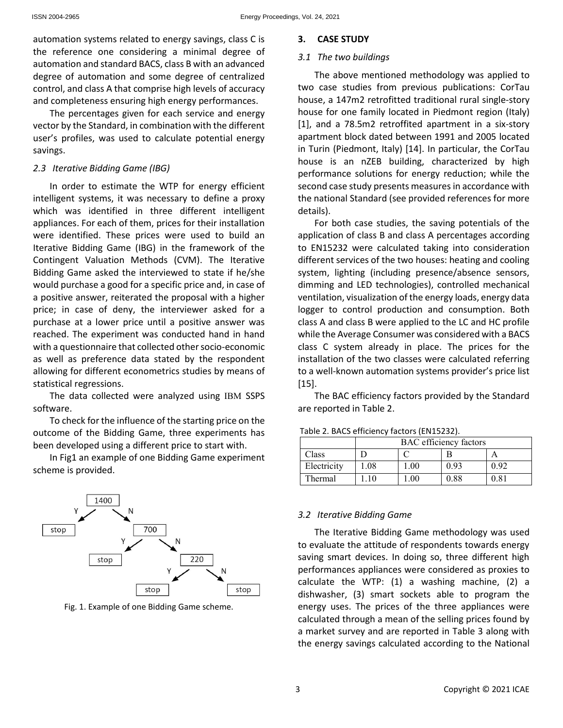automation systems related to energy savings, class C is the reference one considering a minimal degree of automation and standard BACS, class B with an advanced degree of automation and some degree of centralized control, and class A that comprise high levels of accuracy and completeness ensuring high energy performances.

The percentages given for each service and energy vector by the Standard, in combination with the different user's profiles, was used to calculate potential energy savings.

### 2.3 Iterative Bidding Game (IBG)

In order to estimate the WTP for energy efficient intelligent systems, it was necessary to define a proxy which was identified in three different intelligent appliances. For each of them, prices for their installation were identified. These prices were used to build an Iterative Bidding Game (IBG) in the framework of the Contingent Valuation Methods (CVM). The Iterative Bidding Game asked the interviewed to state if he/she would purchase a good for a specific price and, in case of a positive answer, reiterated the proposal with a higher price; in case of deny, the interviewer asked for a purchase at a lower price until a positive answer was reached. The experiment was conducted hand in hand with a questionnaire that collected other socio-economic as well as preference data stated by the respondent allowing for different econometrics studies by means of statistical regressions.

The data collected were analyzed using IBM SSPS software.

To check for the influence of the starting price on the outcome of the Bidding Game, three experiments has been developed using a different price to start with.

In Fig1 an example of one Bidding Game experiment scheme is provided.

```
        1400
      Y/    \N
    stop     700
           Y/   \N
         stop    220
               Y/   \N
             stop   stop
```

Fig. 1. Example of one Bidding Game scheme.

## 3. CASE STUDY

### 3.1 The two buildings

The above mentioned methodology was applied to two case studies from previous publications: CorTau house, a 147m2 retrofitted traditional rural single-story house for one family located in Piedmont region (Italy) [1], and a 78.5m2 retroffited apartment in a six-story apartment block dated between 1991 and 2005 located in Turin (Piedmont, Italy) [14]. In particular, the CorTau house is an nZEB building, characterized by high performance solutions for energy reduction; while the second case study presents measures in accordance with the national Standard (see provided references for more details).

For both case studies, the saving potentials of the application of class B and class A percentages according to EN15232 were calculated taking into consideration different services of the two houses: heating and cooling system, lighting (including presence/absence sensors, dimming and LED technologies), controlled mechanical ventilation, visualization of the energy loads, energy data logger to control production and consumption. Both class A and class B were applied to the LC and HC profile while the Average Consumer was considered with a BACS class C system already in place. The prices for the installation of the two classes were calculated referring to a well-known automation systems provider's price list [15].

The BAC efficiency factors provided by the Standard are reported in Table 2.

Table 2. BACS efficiency factors (EN15232).

| | BAC efficiency factors | | | |
|---|---|---|---|---|
| Class | D | C | B | A |
| Electricity | 1.08 | 1.00 | 0.93 | 0.92 |
| Thermal | 1.10 | 1.00 | 0.88 | 0.81 |

### 3.2 Iterative Bidding Game

The Iterative Bidding Game methodology was used to evaluate the attitude of respondents towards energy saving smart devices. In doing so, three different high performances appliances were considered as proxies to calculate the WTP: (1) a washing machine, (2) a dishwasher, (3) smart sockets able to program the energy uses. The prices of the three appliances were calculated through a mean of the selling prices found by a market survey and are reported in Table 3 along with the energy savings calculated according to the National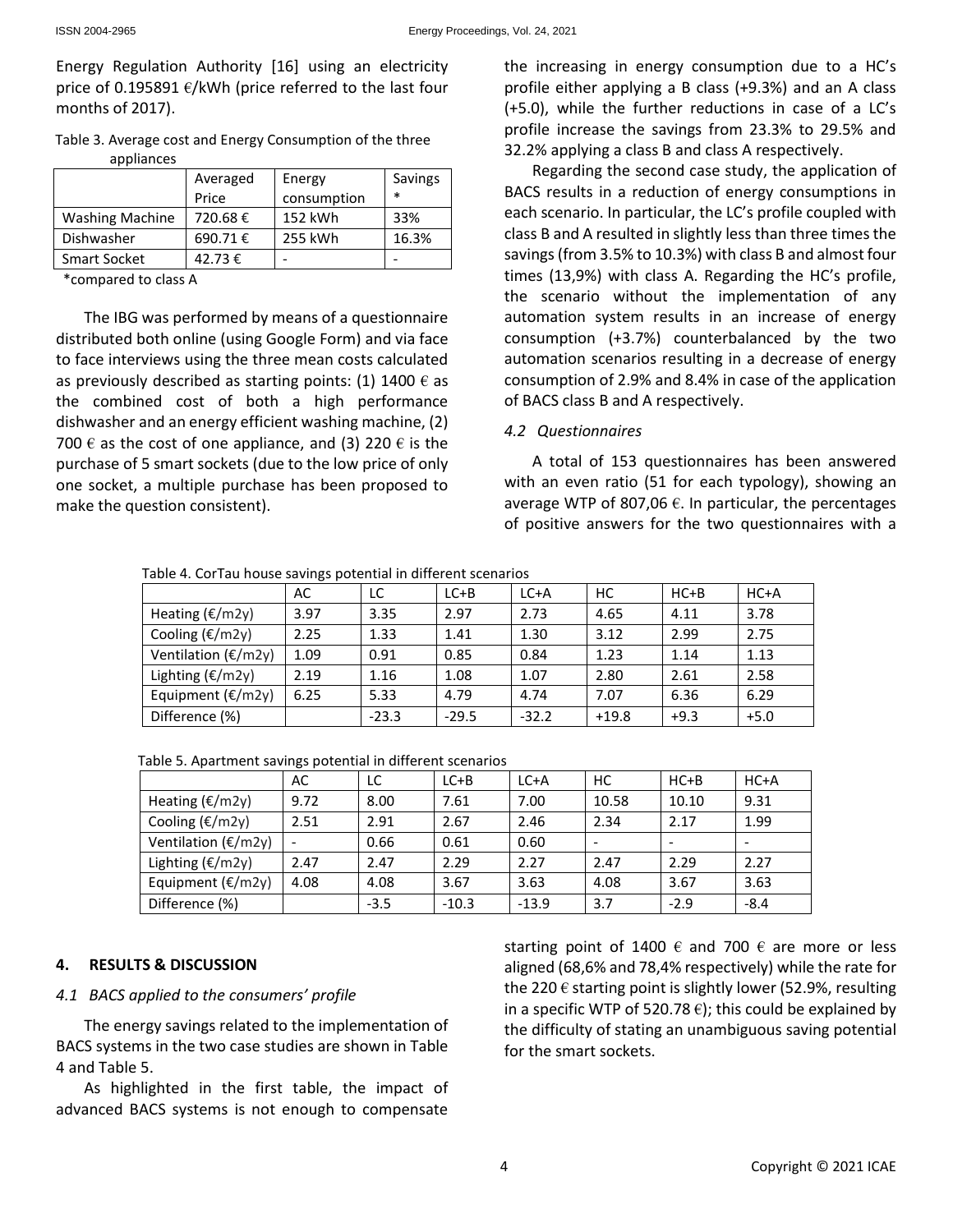Energy Regulation Authority [16] using an electricity price of 0.195891 €/kWh (price referred to the last four months of 2017).

Table 3. Average cost and Energy Consumption of the three appliances

| | Averaged Price | Energy consumption | Savings * |
|---|---|---|---|
| Washing Machine | 720.68 € | 152 kWh | 33% |
| Dishwasher | 690.71 € | 255 kWh | 16.3% |
| Smart Socket | 42.73 € | - | - |

*compared to class A

The IBG was performed by means of a questionnaire distributed both online (using Google Form) and via face to face interviews using the three mean costs calculated as previously described as starting points: (1) 1400 € as the combined cost of both a high performance dishwasher and an energy efficient washing machine, (2) 700 € as the cost of one appliance, and (3) 220 € is the purchase of 5 smart sockets (due to the low price of only one socket, a multiple purchase has been proposed to make the question consistent).

Table 4. CorTau house savings potential in different scenarios

| | AC | LC | LC+B | LC+A | HC | HC+B | HC+A |
|---|---|---|---|---|---|---|---|
| Heating (€/m2y) | 3.97 | 3.35 | 2.97 | 2.73 | 4.65 | 4.11 | 3.78 |
| Cooling (€/m2y) | 2.25 | 1.33 | 1.41 | 1.30 | 3.12 | 2.99 | 2.75 |
| Ventilation (€/m2y) | 1.09 | 0.91 | 0.85 | 0.84 | 1.23 | 1.14 | 1.13 |
| Lighting (€/m2y) | 2.19 | 1.16 | 1.08 | 1.07 | 2.80 | 2.61 | 2.58 |
| Equipment (€/m2y) | 6.25 | 5.33 | 4.79 | 4.74 | 7.07 | 6.36 | 6.29 |
| Difference (%) | | -23.3 | -29.5 | -32.2 | +19.8 | +9.3 | +5.0 |

Table 5. Apartment savings potential in different scenarios

| | AC | LC | LC+B | LC+A | HC | HC+B | HC+A |
|---|---|---|---|---|---|---|---|
| Heating (€/m2y) | 9.72 | 8.00 | 7.61 | 7.00 | 10.58 | 10.10 | 9.31 |
| Cooling (€/m2y) | 2.51 | 2.91 | 2.67 | 2.46 | 2.34 | 2.17 | 1.99 |
| Ventilation (€/m2y) | - | 0.66 | 0.61 | 0.60 | - | - | - |
| Lighting (€/m2y) | 2.47 | 2.47 | 2.29 | 2.27 | 2.47 | 2.29 | 2.27 |
| Equipment (€/m2y) | 4.08 | 4.08 | 3.67 | 3.63 | 4.08 | 3.67 | 3.63 |
| Difference (%) | | -3.5 | -10.3 | -13.9 | 3.7 | -2.9 | -8.4 |

## 4. RESULTS & DISCUSSION

### 4.1 BACS applied to the consumers' profile

The energy savings related to the implementation of BACS systems in the two case studies are shown in Table 4 and Table 5.

As highlighted in the first table, the impact of advanced BACS systems is not enough to compensate the increasing in energy consumption due to a HC's profile either applying a B class (+9.3%) and an A class (+5.0), while the further reductions in case of a LC's profile increase the savings from 23.3% to 29.5% and 32.2% applying a class B and class A respectively.

Regarding the second case study, the application of BACS results in a reduction of energy consumptions in each scenario. In particular, the LC's profile coupled with class B and A resulted in slightly less than three times the savings (from 3.5% to 10.3%) with class B and almost four times (13,9%) with class A. Regarding the HC's profile, the scenario without the implementation of any automation system results in an increase of energy consumption (+3.7%) counterbalanced by the two automation scenarios resulting in a decrease of energy consumption of 2.9% and 8.4% in case of the application of BACS class B and A respectively.

### 4.2 Questionnaires

A total of 153 questionnaires has been answered with an even ratio (51 for each typology), showing an average WTP of 807,06 €. In particular, the percentages of positive answers for the two questionnaires with a starting point of 1400 € and 700 € are more or less aligned (68,6% and 78,4% respectively) while the rate for the 220 € starting point is slightly lower (52.9%, resulting in a specific WTP of 520.78 €); this could be explained by the difficulty of stating an unambiguous saving potential for the smart sockets.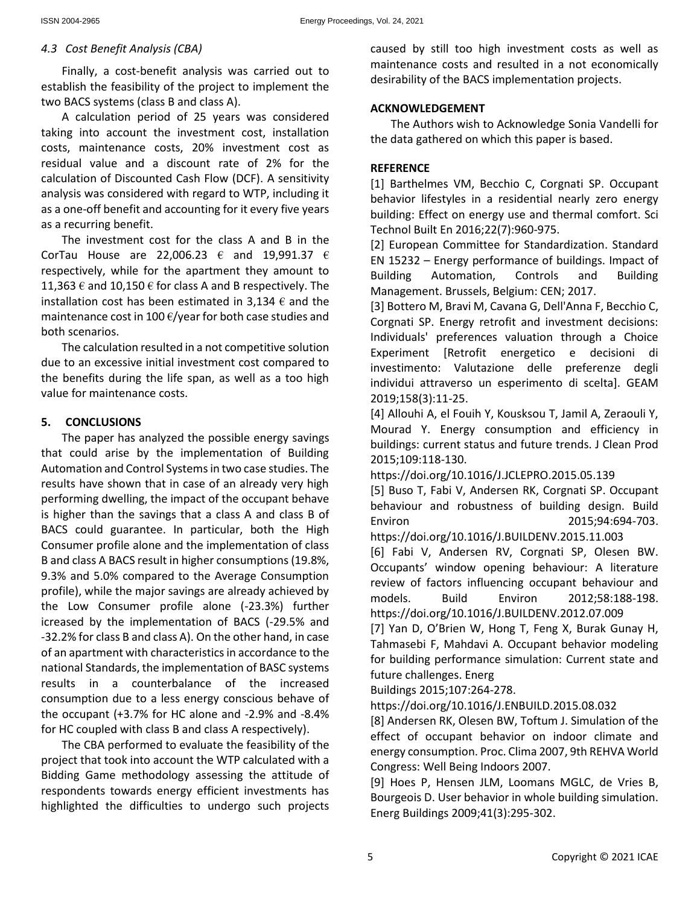### *4.3 Cost Benefit Analysis (CBA)*

Finally, a cost-benefit analysis was carried out to establish the feasibility of the project to implement the two BACS systems (class B and class A).

A calculation period of 25 years was considered taking into account the investment cost, installation costs, maintenance costs, 20% investment cost as residual value and a discount rate of 2% for the calculation of Discounted Cash Flow (DCF). A sensitivity analysis was considered with regard to WTP, including it as a one-off benefit and accounting for it every five years as a recurring benefit.

The investment cost for the class A and B in the CorTau House are 22,006.23 € and 19,991.37 € respectively, while for the apartment they amount to 11,363 € and 10,150 € for class A and B respectively. The installation cost has been estimated in 3,134 € and the maintenance cost in 100 €/year for both case studies and both scenarios.

The calculation resulted in a not competitive solution due to an excessive initial investment cost compared to the benefits during the life span, as well as a too high value for maintenance costs.

## 5. CONCLUSIONS

The paper has analyzed the possible energy savings that could arise by the implementation of Building Automation and Control Systems in two case studies. The results have shown that in case of an already very high performing dwelling, the impact of the occupant behave is higher than the savings that a class A and class B of BACS could guarantee. In particular, both the High Consumer profile alone and the implementation of class B and class A BACS result in higher consumptions (19.8%, 9.3% and 5.0% compared to the Average Consumption profile), while the major savings are already achieved by the Low Consumer profile alone (-23.3%) further icreased by the implementation of BACS (-29.5% and -32.2% for class B and class A). On the other hand, in case of an apartment with characteristics in accordance to the national Standards, the implementation of BASC systems results in a counterbalance of the increased consumption due to a less energy conscious behave of the occupant (+3.7% for HC alone and -2.9% and -8.4% for HC coupled with class B and class A respectively).

The CBA performed to evaluate the feasibility of the project that took into account the WTP calculated with a Bidding Game methodology assessing the attitude of respondents towards energy efficient investments has highlighted the difficulties to undergo such projects caused by still too high investment costs as well as maintenance costs and resulted in a not economically desirability of the BACS implementation projects.

## ACKNOWLEDGEMENT

The Authors wish to Acknowledge Sonia Vandelli for the data gathered on which this paper is based.

## REFERENCE

[1] Barthelmes VM, Becchio C, Corgnati SP. Occupant behavior lifestyles in a residential nearly zero energy building: Effect on energy use and thermal comfort. Sci Technol Built En 2016;22(7):960-975.

[2] European Committee for Standardization. Standard EN 15232 – Energy performance of buildings. Impact of Building Automation, Controls and Building Management. Brussels, Belgium: CEN; 2017.

[3] Bottero M, Bravi M, Cavana G, Dell'Anna F, Becchio C, Corgnati SP. Energy retrofit and investment decisions: Individuals' preferences valuation through a Choice Experiment [Retrofit energetico e decisioni di investimento: Valutazione delle preferenze degli individui attraverso un esperimento di scelta]. GEAM 2019;158(3):11-25.

[4] Allouhi A, el Fouih Y, Kousksou T, Jamil A, Zeraouli Y, Mourad Y. Energy consumption and efficiency in buildings: current status and future trends. J Clean Prod 2015;109:118-130. https://doi.org/10.1016/J.JCLEPRO.2015.05.139

[5] Buso T, Fabi V, Andersen RK, Corgnati SP. Occupant behaviour and robustness of building design. Build Environ 2015;94:694-703. https://doi.org/10.1016/J.BUILDENV.2015.11.003

[6] Fabi V, Andersen RV, Corgnati SP, Olesen BW. Occupants' window opening behaviour: A literature review of factors influencing occupant behaviour and models. Build Environ 2012;58:188-198. https://doi.org/10.1016/J.BUILDENV.2012.07.009

[7] Yan D, O'Brien W, Hong T, Feng X, Burak Gunay H, Tahmasebi F, Mahdavi A. Occupant behavior modeling for building performance simulation: Current state and future challenges. Energ Buildings 2015;107:264-278. https://doi.org/10.1016/J.ENBUILD.2015.08.032

[8] Andersen RK, Olesen BW, Toftum J. Simulation of the effect of occupant behavior on indoor climate and energy consumption. Proc. Clima 2007, 9th REHVA World Congress: Well Being Indoors 2007.

[9] Hoes P, Hensen JLM, Loomans MGLC, de Vries B, Bourgeois D. User behavior in whole building simulation. Energ Buildings 2009;41(3):295-302.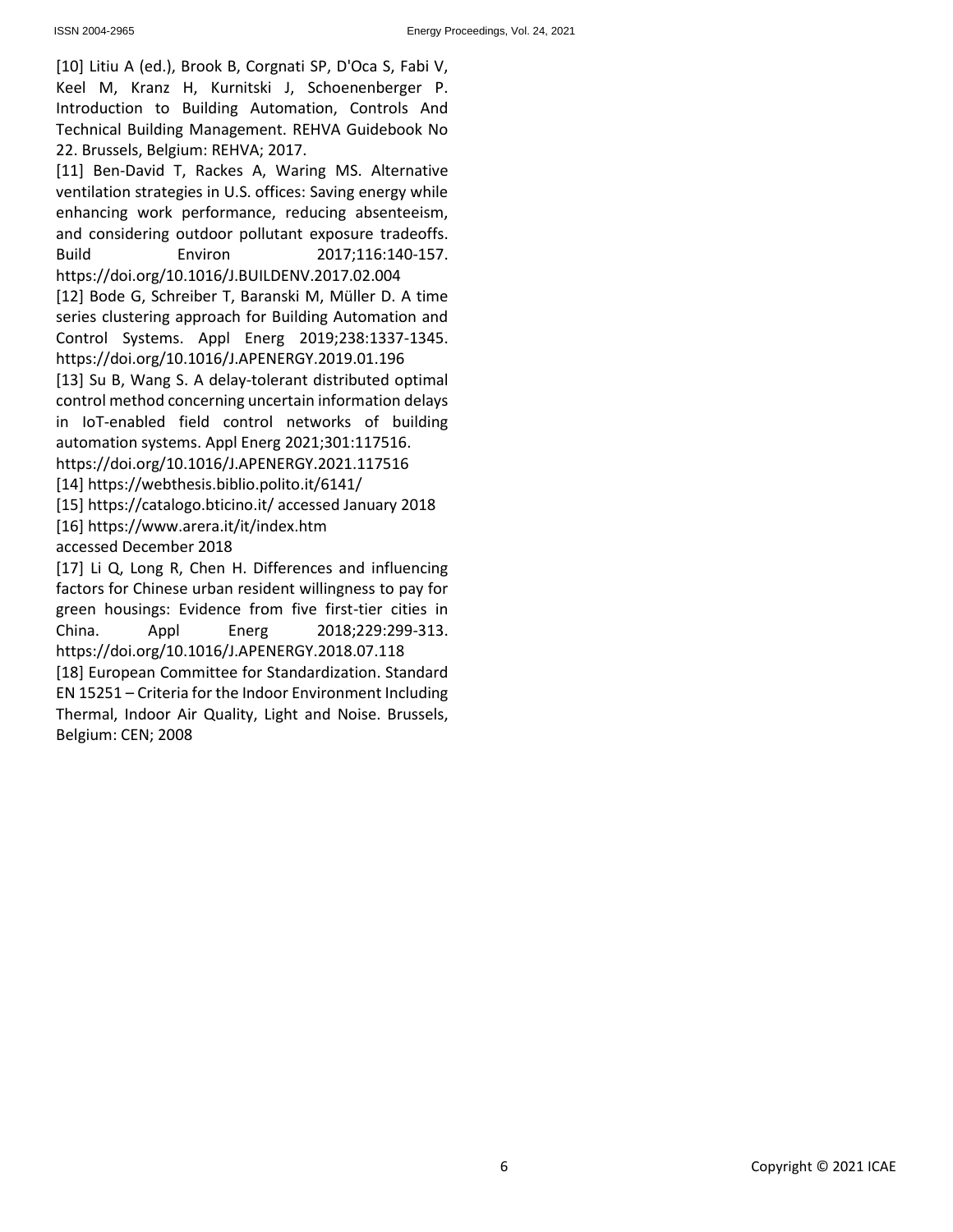[10] Litiu A (ed.), Brook B, Corgnati SP, D'Oca S, Fabi V, Keel M, Kranz H, Kurnitski J, Schoenenberger P. Introduction to Building Automation, Controls And Technical Building Management. REHVA Guidebook No 22. Brussels, Belgium: REHVA; 2017.

[11] Ben-David T, Rackes A, Waring MS. Alternative ventilation strategies in U.S. offices: Saving energy while enhancing work performance, reducing absenteeism, and considering outdoor pollutant exposure tradeoffs. Build Environ 2017;116:140-157. https://doi.org/10.1016/J.BUILDENV.2017.02.004

[12] Bode G, Schreiber T, Baranski M, Müller D. A time series clustering approach for Building Automation and Control Systems. Appl Energ 2019;238:1337-1345. https://doi.org/10.1016/J.APENERGY.2019.01.196

[13] Su B, Wang S. A delay-tolerant distributed optimal control method concerning uncertain information delays in IoT-enabled field control networks of building automation systems. Appl Energ 2021;301:117516. https://doi.org/10.1016/J.APENERGY.2021.117516

[14] https://webthesis.biblio.polito.it/6141/

[15] https://catalogo.bticino.it/ accessed January 2018

[16] https://www.arera.it/it/index.htm accessed December 2018

[17] Li Q, Long R, Chen H. Differences and influencing factors for Chinese urban resident willingness to pay for green housings: Evidence from five first-tier cities in China. Appl Energ 2018;229:299-313. https://doi.org/10.1016/J.APENERGY.2018.07.118

[18] European Committee for Standardization. Standard EN 15251 – Criteria for the Indoor Environment Including Thermal, Indoor Air Quality, Light and Noise. Brussels, Belgium: CEN; 2008